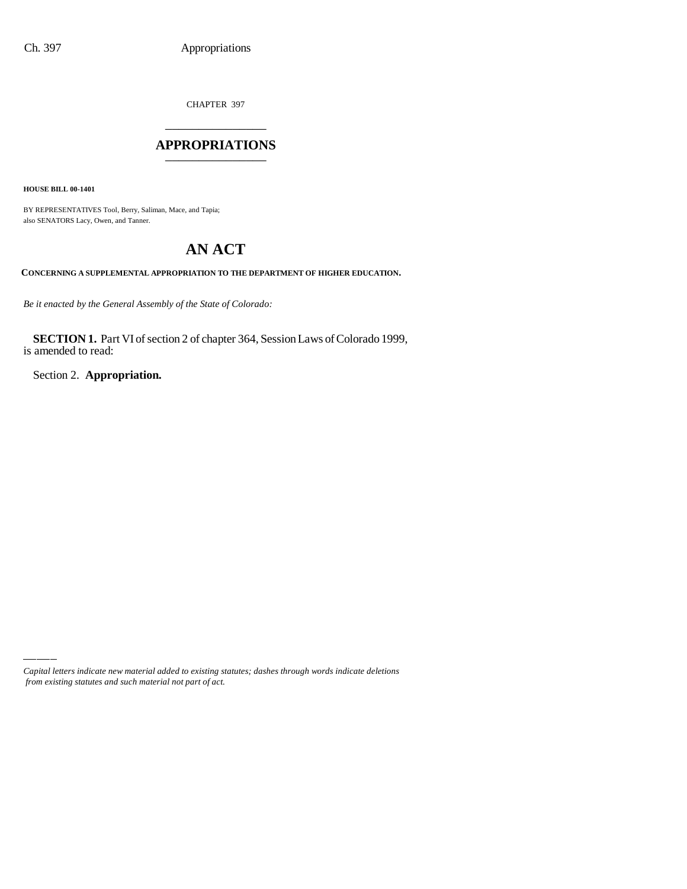CHAPTER 397

# APPROPRIATIONS

**HOUSE BILL 00-1401**

BY REPRESENTATIVES Tool, Berry, Saliman, Mace, and Tapia;
also SENATORS Lacy, Owen, and Tanner.

## AN ACT

**CONCERNING A SUPPLEMENTAL APPROPRIATION TO THE DEPARTMENT OF HIGHER EDUCATION.**

*Be it enacted by the General Assembly of the State of Colorado:*

**SECTION 1.** Part VI of section 2 of chapter 364, Session Laws of Colorado 1999, is amended to read:

Section 2. **Appropriation.**

*Capital letters indicate new material added to existing statutes; dashes through words indicate deletions from existing statutes and such material not part of act.*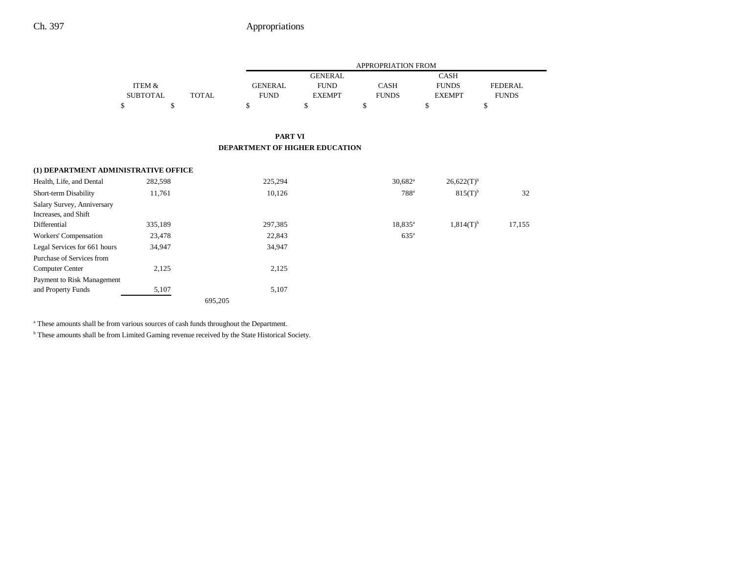|  |  |  | APPROPRIATION FROM |  |  |  |  |
|---|---|---|---|---|---|---|---|
|  | ITEM & SUBTOTAL | TOTAL | GENERAL FUND | GENERAL FUND EXEMPT | CASH FUNDS | CASH FUNDS EXEMPT | FEDERAL FUNDS |
|  | $ | $ | $ | $ | $ | $ | $ |

## PART VI

## DEPARTMENT OF HIGHER EDUCATION

| **(1) DEPARTMENT ADMINISTRATIVE OFFICE** | ITEM & SUBTOTAL | TOTAL | GENERAL FUND | GENERAL FUND EXEMPT | CASH FUNDS | CASH FUNDS EXEMPT | FEDERAL FUNDS |
|---|---|---|---|---|---|---|---|
| Health, Life, and Dental | 282,598 |  | 225,294 |  | 30,682[a] | 26,622(T)[b] |  |
| Short-term Disability | 11,761 |  | 10,126 |  | 788[a] | 815(T)[b] | 32 |
| Salary Survey, Anniversary Increases, and Shift Differential | 335,189 |  | 297,385 |  | 18,835[a] | 1,814(T)[b] | 17,155 |
| Workers' Compensation | 23,478 |  | 22,843 |  | 635[a] |  |  |
| Legal Services for 661 hours | 34,947 |  | 34,947 |  |  |  |  |
| Purchase of Services from Computer Center | 2,125 |  | 2,125 |  |  |  |  |
| Payment to Risk Management and Property Funds | 5,107 |  | 5,107 |  |  |  |  |
|  |  | 695,205 |  |  |  |  |  |

[a] These amounts shall be from various sources of cash funds throughout the Department.

[b] These amounts shall be from Limited Gaming revenue received by the State Historical Society.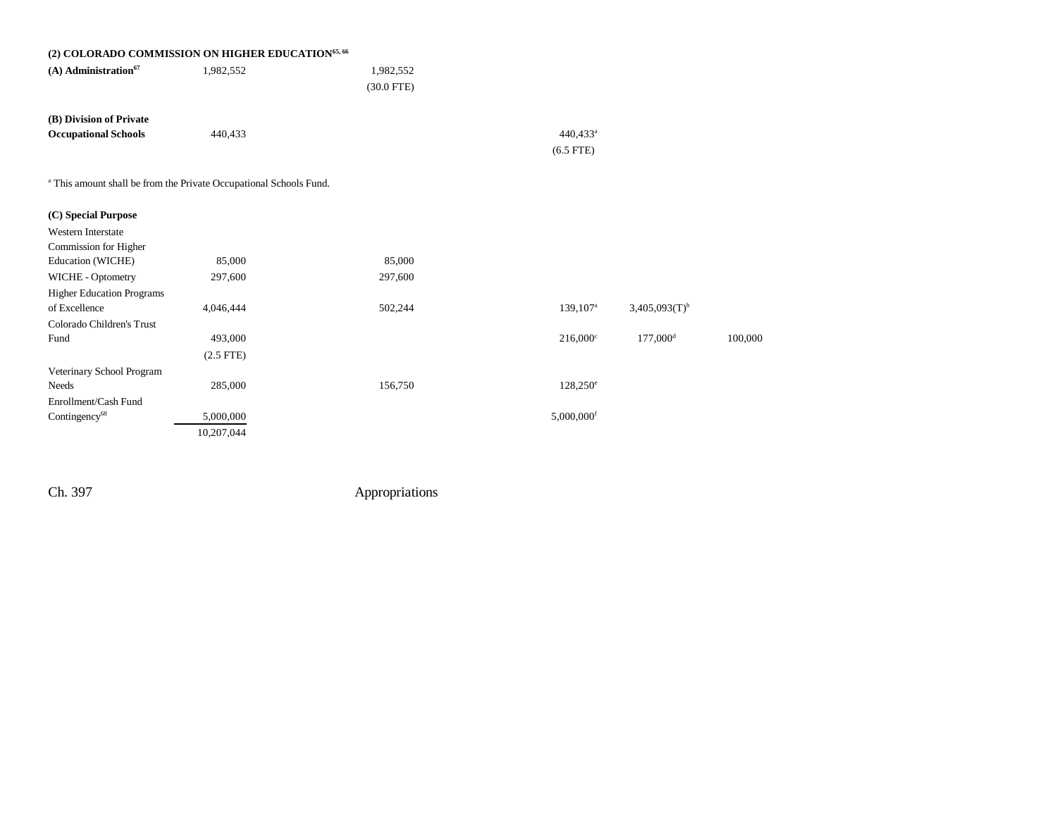## (2) COLORADO COMMISSION ON HIGHER EDUCATION[65, 66]

| | | | | | | |
|---|---|---|---|---|---|---|
| **(A) Administration**[67] | 1,982,552 | 1,982,552 | | | | |
| | | (30.0 FTE) | | | | |
| **(B) Division of Private Occupational Schools** | 440,433 | | | 440,433[a] | | |
| | | | | (6.5 FTE) | | |

[a] This amount shall be from the Private Occupational Schools Fund.

| | | | | | | |
|---|---|---|---|---|---|---|
| **(C) Special Purpose** | | | | | | |
| Western Interstate Commission for Higher Education (WICHE) | 85,000 | 85,000 | | | | |
| WICHE - Optometry | 297,600 | 297,600 | | | | |
| Higher Education Programs of Excellence | 4,046,444 | 502,244 | | 139,107[a] | 3,405,093(T)[b] | |
| Colorado Children's Trust Fund | 493,000 | | | 216,000[c] | 177,000[d] | 100,000 |
| | (2.5 FTE) | | | | | |
| Veterinary School Program Needs | 285,000 | 156,750 | | 128,250[e] | | |
| Enrollment/Cash Fund Contingency[68] | 5,000,000 | | | 5,000,000[f] | | |
| | 10,207,044 | | | | | |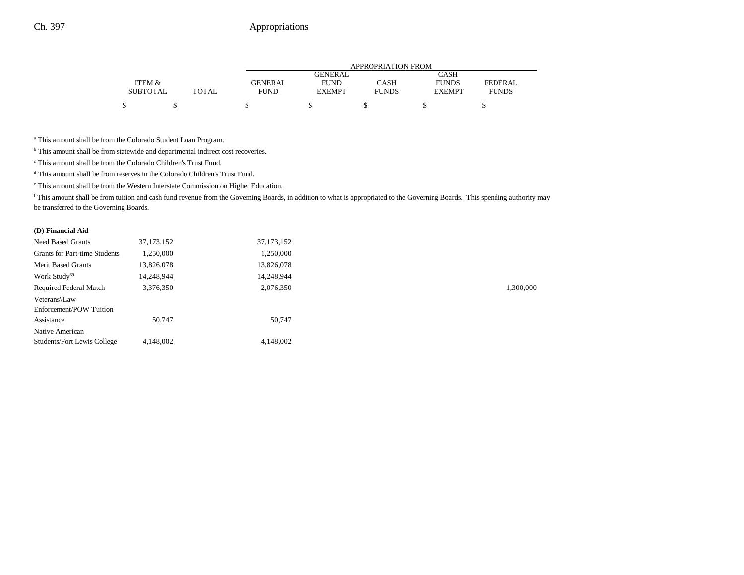| | ITEM & SUBTOTAL | TOTAL | GENERAL FUND | GENERAL FUND EXEMPT | CASH FUNDS | CASH FUNDS EXEMPT | FEDERAL FUNDS |
|---|---|---|---|---|---|---|---|
| | $ | $ | $ | $ | $ | $ | $ |

[a] This amount shall be from the Colorado Student Loan Program.

[b] This amount shall be from statewide and departmental indirect cost recoveries.

[c] This amount shall be from the Colorado Children's Trust Fund.

[d] This amount shall be from reserves in the Colorado Children's Trust Fund.

[e] This amount shall be from the Western Interstate Commission on Higher Education.

[f] This amount shall be from tuition and cash fund revenue from the Governing Boards, in addition to what is appropriated to the Governing Boards. This spending authority may be transferred to the Governing Boards.

**(D) Financial Aid**

| | ITEM & SUBTOTAL | TOTAL | GENERAL FUND | GENERAL FUND EXEMPT | CASH FUNDS | CASH FUNDS EXEMPT | FEDERAL FUNDS |
|---|---|---|---|---|---|---|---|
| Need Based Grants | 37,173,152 | | 37,173,152 | | | | |
| Grants for Part-time Students | 1,250,000 | | 1,250,000 | | | | |
| Merit Based Grants | 13,826,078 | | 13,826,078 | | | | |
| Work Study[69] | 14,248,944 | | 14,248,944 | | | | |
| Required Federal Match | 3,376,350 | | 2,076,350 | | | | 1,300,000 |
| Veterans'/Law Enforcement/POW Tuition Assistance | 50,747 | | 50,747 | | | | |
| Native American Students/Fort Lewis College | 4,148,002 | | 4,148,002 | | | | |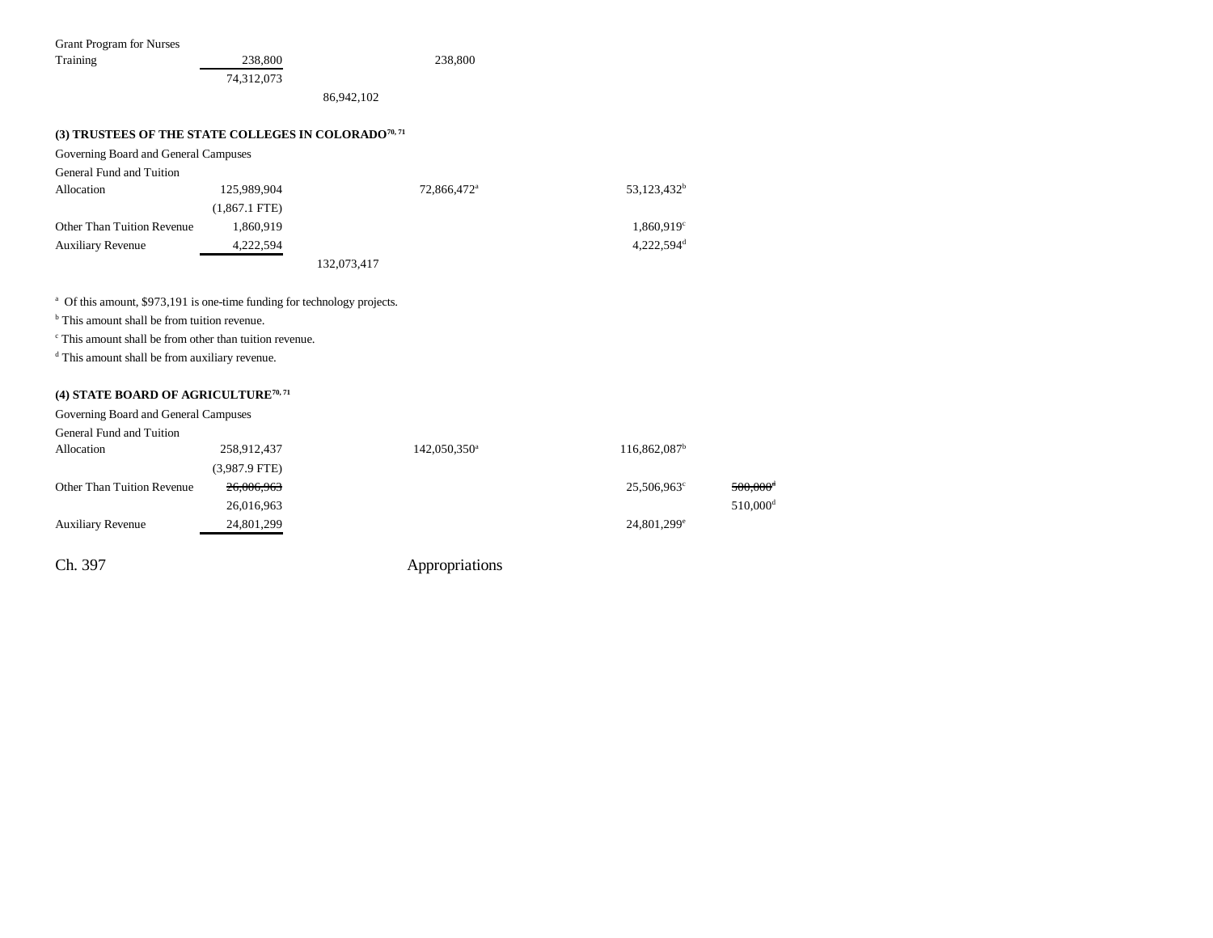| | | | | | |
|---|---|---|---|---|---|
| Grant Program for Nurses Training | 238,800 | | 238,800 | | |
| | 74,312,073 | | | | |
| | | 86,942,102 | | | |

### (3) TRUSTEES OF THE STATE COLLEGES IN COLORADO[70, 71]

| | | | | | |
|---|---|---|---|---|---|
| Governing Board and General Campuses | | | | | |
| General Fund and Tuition Allocation | 125,989,904 | | 72,866,472[a] | 53,123,432[b] | |
| | (1,867.1 FTE) | | | | |
| Other Than Tuition Revenue | 1,860,919 | | | 1,860,919[c] | |
| Auxiliary Revenue | 4,222,594 | | | 4,222,594[d] | |
| | | 132,073,417 | | | |

[a] Of this amount, $973,191 is one-time funding for technology projects.
[b] This amount shall be from tuition revenue.
[c] This amount shall be from other than tuition revenue.
[d] This amount shall be from auxiliary revenue.

### (4) STATE BOARD OF AGRICULTURE[70, 71]

| | | | | | |
|---|---|---|---|---|---|
| Governing Board and General Campuses | | | | | |
| General Fund and Tuition Allocation | 258,912,437 | | 142,050,350[a] | 116,862,087[b] | |
| | (3,987.9 FTE) | | | | |
| Other Than Tuition Revenue | ~~26,006,963~~ | | | 25,506,963[c] | ~~500,000~~[d] |
| | 26,016,963 | | | | 510,000[d] |
| Auxiliary Revenue | 24,801,299 | | | 24,801,299[e] | |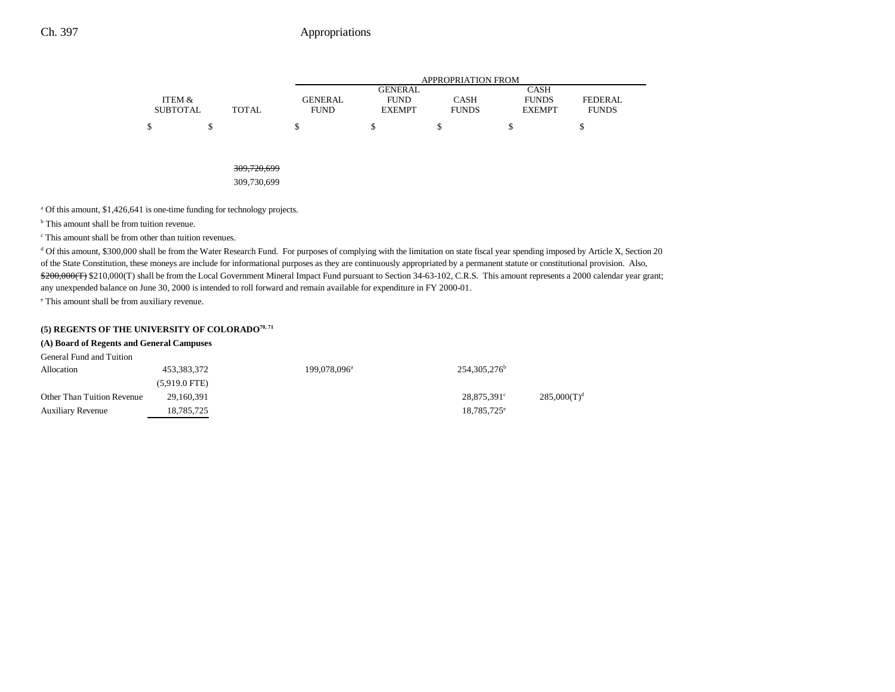| | ITEM & SUBTOTAL | TOTAL | GENERAL FUND | GENERAL FUND EXEMPT | CASH FUNDS | CASH FUNDS EXEMPT | FEDERAL FUNDS |
|---|---|---|---|---|---|---|---|
| | $ | $ | $ | $ | $ | $ | $ |
| | | ~~309,720,699~~ | | | | | |
| | | 309,730,699 | | | | | |

[a] Of this amount, $1,426,641 is one-time funding for technology projects.

[b] This amount shall be from tuition revenue.

[c] This amount shall be from other than tuition revenues.

[d] Of this amount, $300,000 shall be from the Water Research Fund. For purposes of complying with the limitation on state fiscal year spending imposed by Article X, Section 20 of the State Constitution, these moneys are include for informational purposes as they are continuously appropriated by a permanent statute or constitutional provision. Also, ~~$200,000(T)~~ $210,000(T) shall be from the Local Government Mineral Impact Fund pursuant to Section 34-63-102, C.R.S. This amount represents a 2000 calendar year grant; any unexpended balance on June 30, 2000 is intended to roll forward and remain available for expenditure in FY 2000-01.

[e] This amount shall be from auxiliary revenue.

**(5) REGENTS OF THE UNIVERSITY OF COLORADO[70, 71]**

**(A) Board of Regents and General Campuses**

| | ITEM & SUBTOTAL | TOTAL | GENERAL FUND | GENERAL FUND EXEMPT | CASH FUNDS | CASH FUNDS EXEMPT | FEDERAL FUNDS |
|---|---|---|---|---|---|---|---|
| General Fund and Tuition Allocation | 453,383,372 | | 199,078,096[a] | | 254,305,276[b] | | |
| | (5,919.0 FTE) | | | | | | |
| Other Than Tuition Revenue | 29,160,391 | | | | 28,875,391[c] | 285,000(T)[d] | |
| Auxiliary Revenue | 18,785,725 | | | | 18,785,725[e] | | |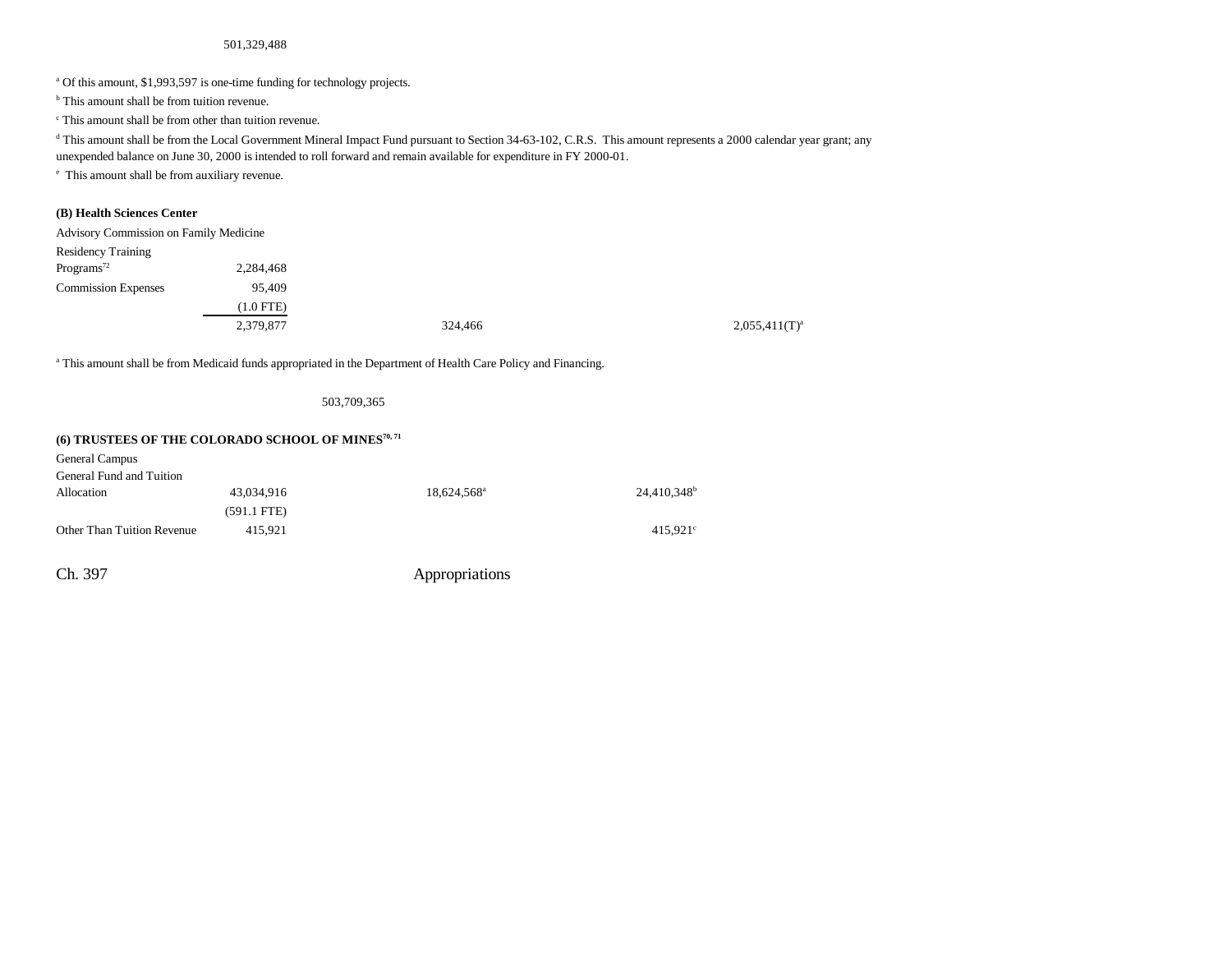501,329,488

[a] Of this amount, $1,993,597 is one-time funding for technology projects.

[b] This amount shall be from tuition revenue.

[c] This amount shall be from other than tuition revenue.

[d] This amount shall be from the Local Government Mineral Impact Fund pursuant to Section 34-63-102, C.R.S. This amount represents a 2000 calendar year grant; any unexpended balance on June 30, 2000 is intended to roll forward and remain available for expenditure in FY 2000-01.

[e] This amount shall be from auxiliary revenue.

**(B) Health Sciences Center**

| | | | | |
|---|---|---|---|---|
| Advisory Commission on Family Medicine Residency Training Programs[72] | 2,284,468 | | | |
| Commission Expenses | 95,409 | | | |
| | (1.0 FTE) | | | |
| | 2,379,877 | 324,466 | | 2,055,411(T)[a] |

[a] This amount shall be from Medicaid funds appropriated in the Department of Health Care Policy and Financing.

503,709,365

**(6) TRUSTEES OF THE COLORADO SCHOOL OF MINES[70, 71]**

| | | | |
|---|---|---|---|
| General Campus | | | |
| General Fund and Tuition Allocation | 43,034,916 | 18,624,568[a] | 24,410,348[b] |
| | (591.1 FTE) | | |
| Other Than Tuition Revenue | 415,921 | | 415,921[c] |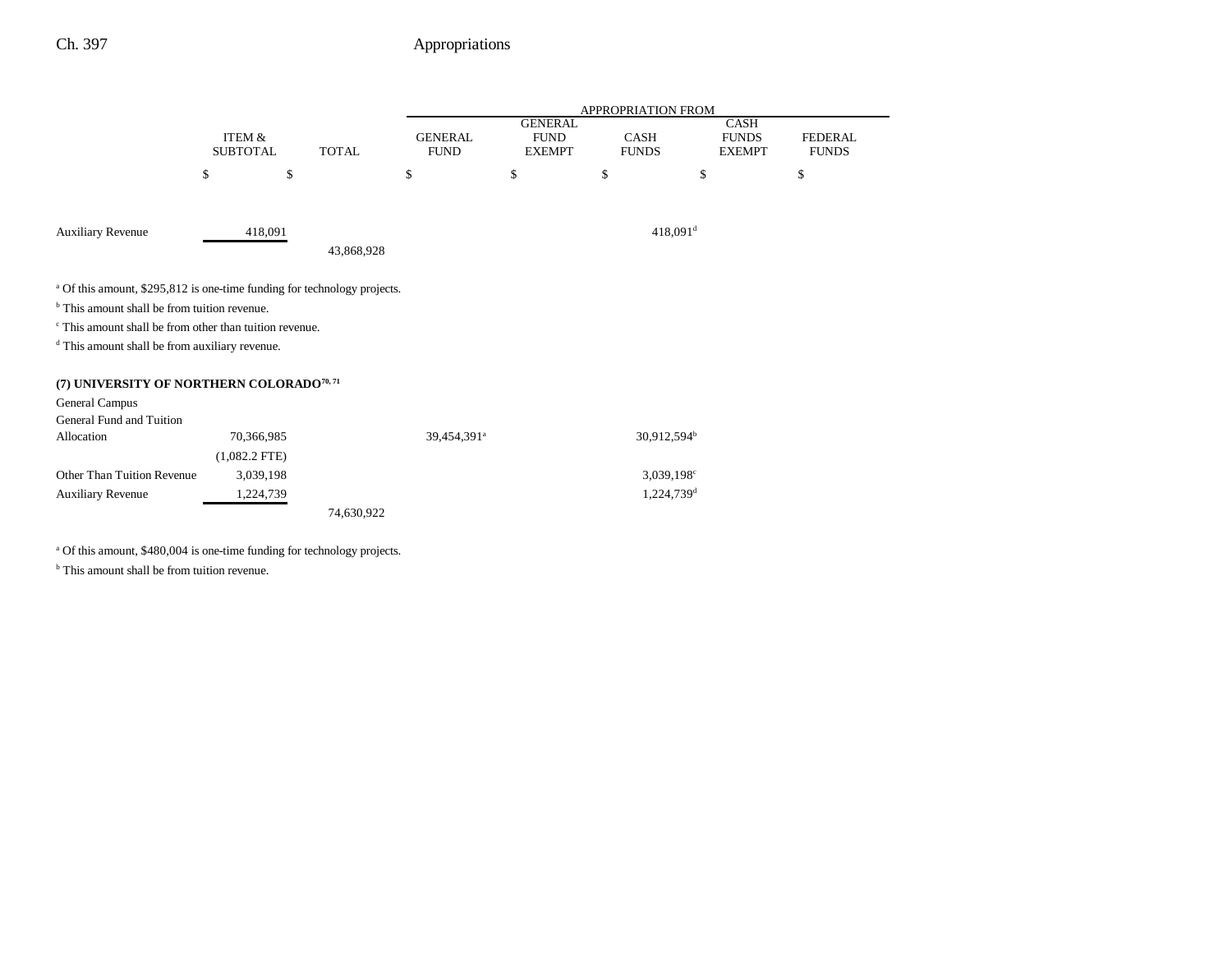| | ITEM & SUBTOTAL | TOTAL | GENERAL FUND | GENERAL FUND EXEMPT | CASH FUNDS | CASH FUNDS EXEMPT | FEDERAL FUNDS |
|---|---|---|---|---|---|---|---|
| | $ | $ | $ | $ | $ | $ | $ |
| Auxiliary Revenue | 418,091 | | | | 418,091[d] | | |
| | | 43,868,928 | | | | | |

[a] Of this amount, $295,812 is one-time funding for technology projects.

[b] This amount shall be from tuition revenue.

[c] This amount shall be from other than tuition revenue.

[d] This amount shall be from auxiliary revenue.

**(7) UNIVERSITY OF NORTHERN COLORADO[70, 71]**

| | ITEM & SUBTOTAL | TOTAL | GENERAL FUND | GENERAL FUND EXEMPT | CASH FUNDS | CASH FUNDS EXEMPT | FEDERAL FUNDS |
|---|---|---|---|---|---|---|---|
| General Campus | | | | | | | |
| General Fund and Tuition Allocation | 70,366,985 | | 39,454,391[a] | | 30,912,594[b] | | |
| | (1,082.2 FTE) | | | | | | |
| Other Than Tuition Revenue | 3,039,198 | | | | 3,039,198[c] | | |
| Auxiliary Revenue | 1,224,739 | | | | 1,224,739[d] | | |
| | | 74,630,922 | | | | | |

[a] Of this amount, $480,004 is one-time funding for technology projects.

[b] This amount shall be from tuition revenue.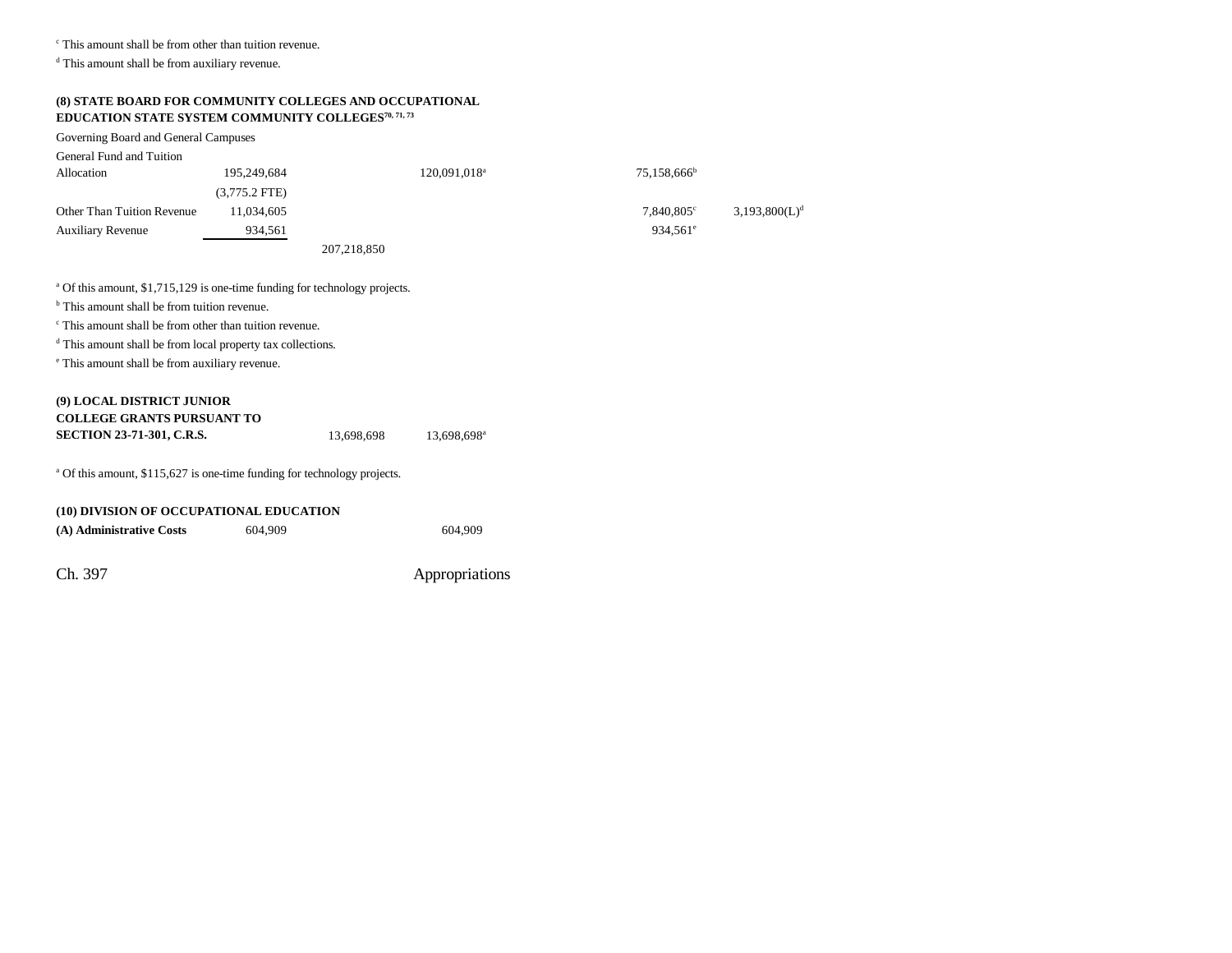[c] This amount shall be from other than tuition revenue.

[d] This amount shall be from auxiliary revenue.

**(8) STATE BOARD FOR COMMUNITY COLLEGES AND OCCUPATIONAL EDUCATION STATE SYSTEM COMMUNITY COLLEGES[70, 71, 73]**

Governing Board and General Campuses

| | | | | | | |
|---|---|---|---|---|---|---|
| General Fund and Tuition Allocation | 195,249,684 | | 120,091,018[a] | | 75,158,666[b] | |
| | (3,775.2 FTE) | | | | | |
| Other Than Tuition Revenue | 11,034,605 | | | | 7,840,805[c] | 3,193,800(L)[d] |
| Auxiliary Revenue | 934,561 | | | | 934,561[e] | |
| | | 207,218,850 | | | | |

[a] Of this amount, $1,715,129 is one-time funding for technology projects.

[b] This amount shall be from tuition revenue.

[c] This amount shall be from other than tuition revenue.

[d] This amount shall be from local property tax collections.

[e] This amount shall be from auxiliary revenue.

| | | | |
|---|---|---|---|
| **(9) LOCAL DISTRICT JUNIOR COLLEGE GRANTS PURSUANT TO SECTION 23-71-301, C.R.S.** | | 13,698,698 | 13,698,698[a] |

[a] Of this amount, $115,627 is one-time funding for technology projects.

**(10) DIVISION OF OCCUPATIONAL EDUCATION**

| | | | |
|---|---|---|---|
| **(A) Administrative Costs** | 604,909 | | 604,909 |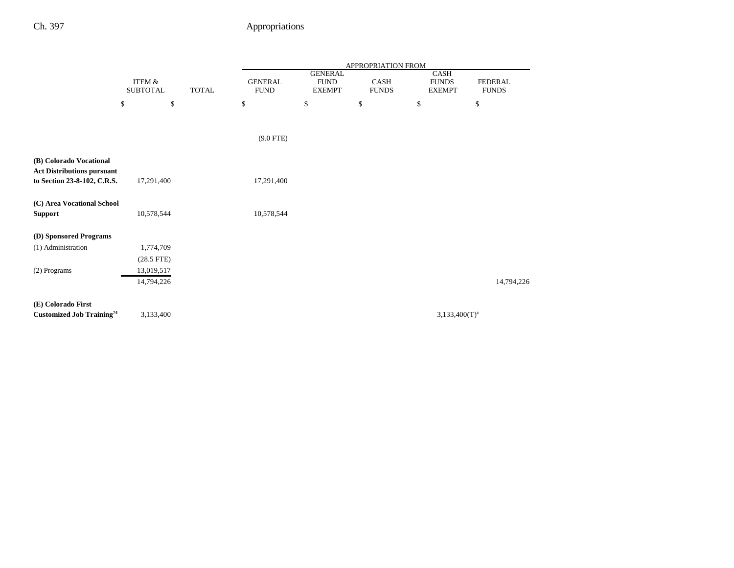| | ITEM & SUBTOTAL | TOTAL | APPROPRIATION FROM GENERAL FUND | GENERAL FUND EXEMPT | CASH FUNDS | CASH FUNDS EXEMPT | FEDERAL FUNDS |
|---|---|---|---|---|---|---|---|
| | $ | $ | $ | $ | $ | $ | $ |
| | | | (9.0 FTE) | | | | |
| **(B) Colorado Vocational Act Distributions pursuant to Section 23-8-102, C.R.S.** | 17,291,400 | | 17,291,400 | | | | |
| **(C) Area Vocational School Support** | 10,578,544 | | 10,578,544 | | | | |
| **(D) Sponsored Programs** | | | | | | | |
| (1) Administration | 1,774,709 | | | | | | |
| | (28.5 FTE) | | | | | | |
| (2) Programs | 13,019,517 | | | | | | |
| | 14,794,226 | | | | | | 14,794,226 |
| **(E) Colorado First Customized Job Training**[74] | 3,133,400 | | | | | 3,133,400(T)[a] | |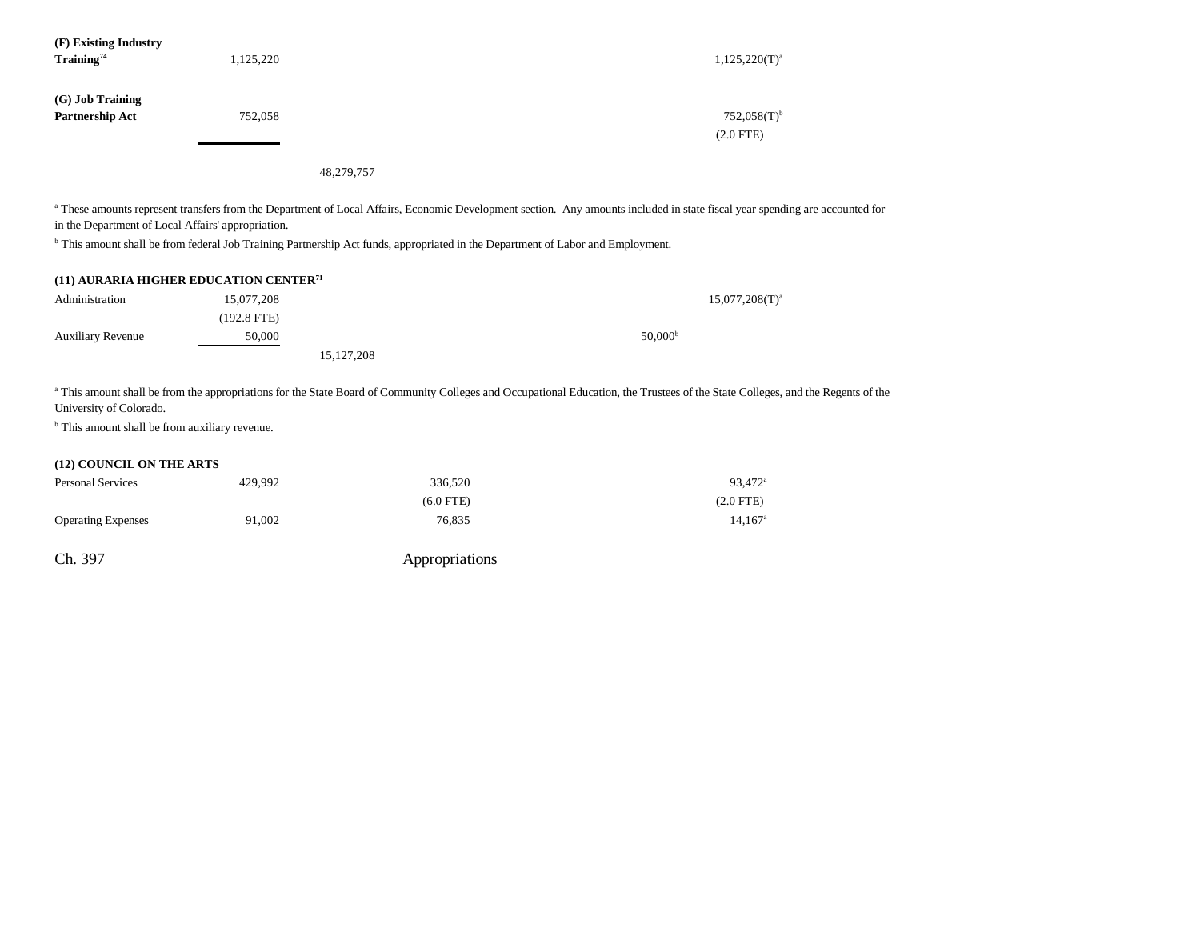| | | | | | | |
|---|---|---|---|---|---|---|
| **(F) Existing Industry Training**[74] | 1,125,220 | | | | 1,125,220(T)[a] | |
| **(G) Job Training Partnership Act** | 752,058 | | | | 752,058(T)[b] | |
| | | | | | (2.0 FTE) | |
| | | 48,279,757 | | | | |

[a] These amounts represent transfers from the Department of Local Affairs, Economic Development section. Any amounts included in state fiscal year spending are accounted for in the Department of Local Affairs' appropriation.

[b] This amount shall be from federal Job Training Partnership Act funds, appropriated in the Department of Labor and Employment.

**(11) AURARIA HIGHER EDUCATION CENTER**[71]

| | | | | | | |
|---|---|---|---|---|---|---|
| Administration | 15,077,208 | | | | 15,077,208(T)[a] | |
| | (192.8 FTE) | | | | | |
| Auxiliary Revenue | 50,000 | | | 50,000[b] | | |
| | | 15,127,208 | | | | |

[a] This amount shall be from the appropriations for the State Board of Community Colleges and Occupational Education, the Trustees of the State Colleges, and the Regents of the University of Colorado.

[b] This amount shall be from auxiliary revenue.

**(12) COUNCIL ON THE ARTS**

| | | | | | | |
|---|---|---|---|---|---|---|
| Personal Services | 429,992 | | 336,520 | | 93,472[a] | |
| | | | (6.0 FTE) | | (2.0 FTE) | |
| Operating Expenses | 91,002 | | 76,835 | | 14,167[a] | |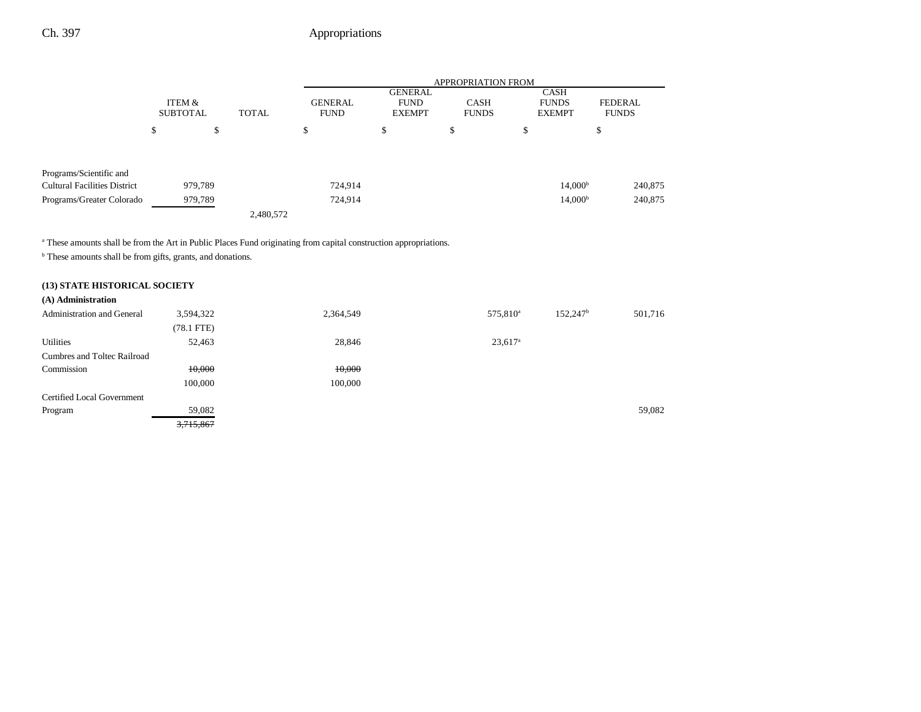| | ITEM & SUBTOTAL | TOTAL | APPROPRIATION FROM GENERAL FUND | GENERAL FUND EXEMPT | CASH FUNDS | CASH FUNDS EXEMPT | FEDERAL FUNDS |
|---|---|---|---|---|---|---|---|
| | $ | $ | $ | $ | $ | $ | $ |
| Programs/Scientific and Cultural Facilities District | 979,789 | | 724,914 | | | 14,000[b] | 240,875 |
| Programs/Greater Colorado | 979,789 | | 724,914 | | | 14,000[b] | 240,875 |
| | | 2,480,572 | | | | | |

[a] These amounts shall be from the Art in Public Places Fund originating from capital construction appropriations.

[b] These amounts shall be from gifts, grants, and donations.

**(13) STATE HISTORICAL SOCIETY**

**(A) Administration**

| | ITEM & SUBTOTAL | TOTAL | GENERAL FUND | GENERAL FUND EXEMPT | CASH FUNDS | CASH FUNDS EXEMPT | FEDERAL FUNDS |
|---|---|---|---|---|---|---|---|
| Administration and General | 3,594,322 | | 2,364,549 | | 575,810[a] | 152,247[b] | 501,716 |
| | (78.1 FTE) | | | | | | |
| Utilities | 52,463 | | 28,846 | | 23,617[a] | | |
| Cumbres and Toltec Railroad Commission | ~~10,000~~ | | ~~10,000~~ | | | | |
| | 100,000 | | 100,000 | | | | |
| Certified Local Government Program | 59,082 | | | | | | 59,082 |
| | ~~3,715,867~~ | | | | | | |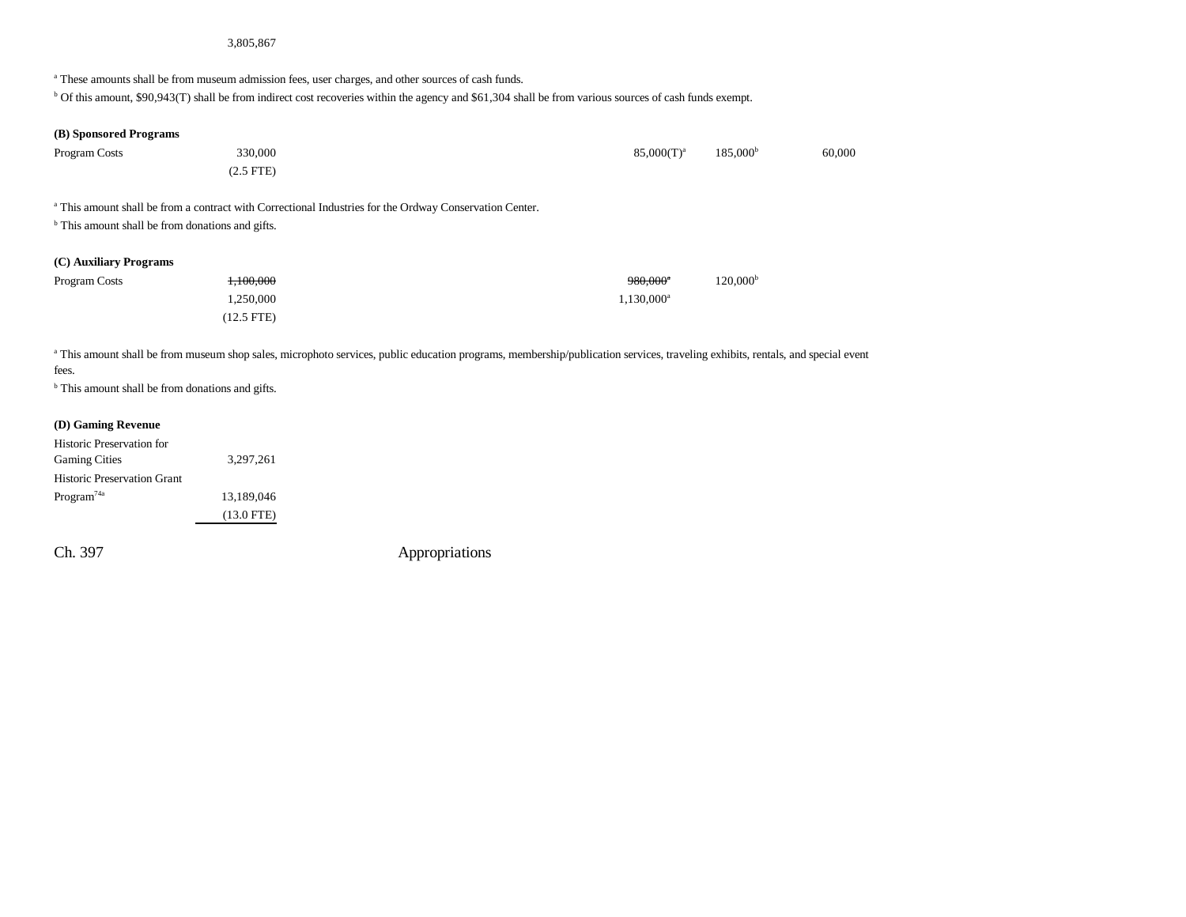3,805,867

[a] These amounts shall be from museum admission fees, user charges, and other sources of cash funds.

[b] Of this amount, $90,943(T) shall be from indirect cost recoveries within the agency and $61,304 shall be from various sources of cash funds exempt.

**(B) Sponsored Programs**

| | | | | |
|---|---|---|---|---|
| Program Costs | 330,000 | 85,000(T)[a] | 185,000[b] | 60,000 |
| | (2.5 FTE) | | | |

[a] This amount shall be from a contract with Correctional Industries for the Ordway Conservation Center.

[b] This amount shall be from donations and gifts.

**(C) Auxiliary Programs**

| | | | |
|---|---|---|---|
| Program Costs | ~~1,100,000~~ | ~~980,000[a]~~ | 120,000[b] |
| | 1,250,000 | 1,130,000[a] | |
| | (12.5 FTE) | | |

[a] This amount shall be from museum shop sales, microphoto services, public education programs, membership/publication services, traveling exhibits, rentals, and special event fees.

[b] This amount shall be from donations and gifts.

**(D) Gaming Revenue**

| | |
|---|---|
| Historic Preservation for Gaming Cities | 3,297,261 |
| Historic Preservation Grant Program[74a] | 13,189,046 |
| | (13.0 FTE) |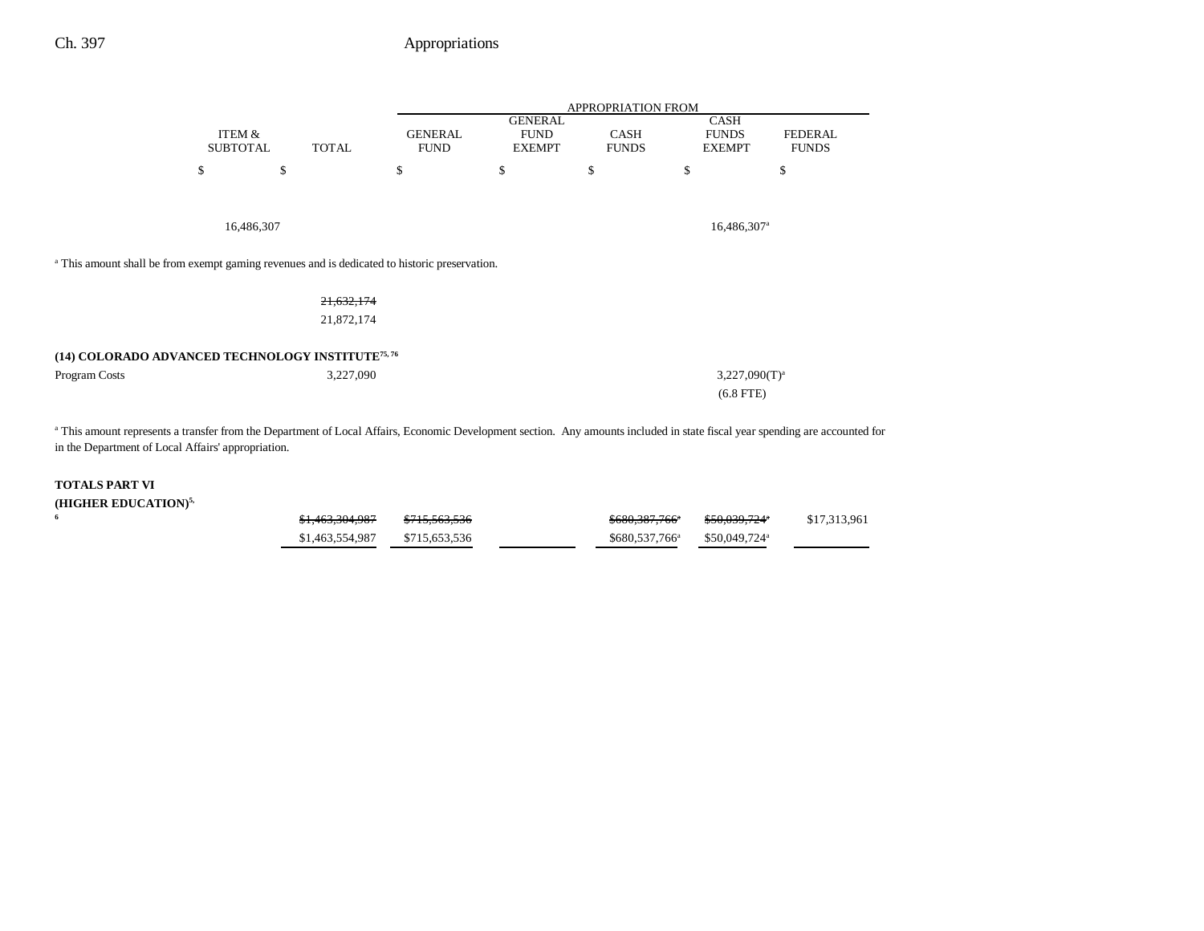| | ITEM & SUBTOTAL | TOTAL | GENERAL FUND | GENERAL FUND EXEMPT | CASH FUNDS | CASH FUNDS EXEMPT | FEDERAL FUNDS |
|---|---|---|---|---|---|---|---|
| | $ | $ | $ | $ | $ | $ | $ |
| | 16,486,307 | | | | | 16,486,307[a] | |

[a] This amount shall be from exempt gaming revenues and is dedicated to historic preservation.

| | ITEM & SUBTOTAL | TOTAL | GENERAL FUND | GENERAL FUND EXEMPT | CASH FUNDS | CASH FUNDS EXEMPT | FEDERAL FUNDS |
|---|---|---|---|---|---|---|---|
| | | ~~21,632,174~~ 21,872,174 | | | | | |
| **(14) COLORADO ADVANCED TECHNOLOGY INSTITUTE[75, 76]** | | | | | | | |
| Program Costs | | 3,227,090 | | | | 3,227,090(T)[a] (6.8 FTE) | |

[a] This amount represents a transfer from the Department of Local Affairs, Economic Development section. Any amounts included in state fiscal year spending are accounted for in the Department of Local Affairs' appropriation.

| | ITEM & SUBTOTAL | TOTAL | GENERAL FUND | GENERAL FUND EXEMPT | CASH FUNDS | CASH FUNDS EXEMPT | FEDERAL FUNDS |
|---|---|---|---|---|---|---|---|
| **TOTALS PART VI (HIGHER EDUCATION)[5, 6]** | | ~~$1,463,304,987~~ $1,463,554,987 | ~~$715,563,536~~ $715,653,536 | | ~~$680,387,766[a]~~ $680,537,766[a] | ~~$50,039,724[a]~~ $50,049,724[a] | $17,313,961 |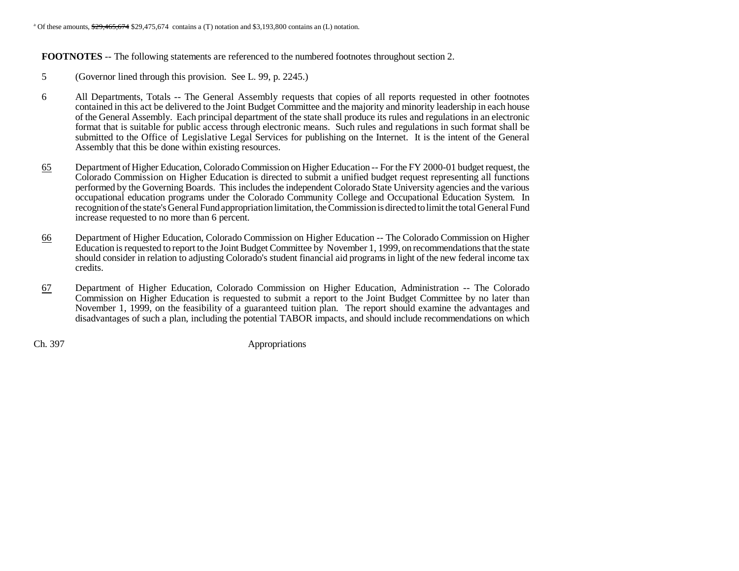[a] Of these amounts, ~~$29,465,674~~ $29,475,674 contains a (T) notation and $3,193,800 contains an (L) notation.

**FOOTNOTES** -- The following statements are referenced to the numbered footnotes throughout section 2.

5 (Governor lined through this provision. See L. 99, p. 2245.)

6 All Departments, Totals -- The General Assembly requests that copies of all reports requested in other footnotes contained in this act be delivered to the Joint Budget Committee and the majority and minority leadership in each house of the General Assembly. Each principal department of the state shall produce its rules and regulations in an electronic format that is suitable for public access through electronic means. Such rules and regulations in such format shall be submitted to the Office of Legislative Legal Services for publishing on the Internet. It is the intent of the General Assembly that this be done within existing resources.

<u>65</u> Department of Higher Education, Colorado Commission on Higher Education -- For the FY 2000-01 budget request, the Colorado Commission on Higher Education is directed to submit a unified budget request representing all functions performed by the Governing Boards. This includes the independent Colorado State University agencies and the various occupational education programs under the Colorado Community College and Occupational Education System. In recognition of the state's General Fund appropriation limitation, the Commission is directed to limit the total General Fund increase requested to no more than 6 percent.

<u>66</u> Department of Higher Education, Colorado Commission on Higher Education -- The Colorado Commission on Higher Education is requested to report to the Joint Budget Committee by November 1, 1999, on recommendations that the state should consider in relation to adjusting Colorado's student financial aid programs in light of the new federal income tax credits.

<u>67</u> Department of Higher Education, Colorado Commission on Higher Education, Administration -- The Colorado Commission on Higher Education is requested to submit a report to the Joint Budget Committee by no later than November 1, 1999, on the feasibility of a guaranteed tuition plan. The report should examine the advantages and disadvantages of such a plan, including the potential TABOR impacts, and should include recommendations on which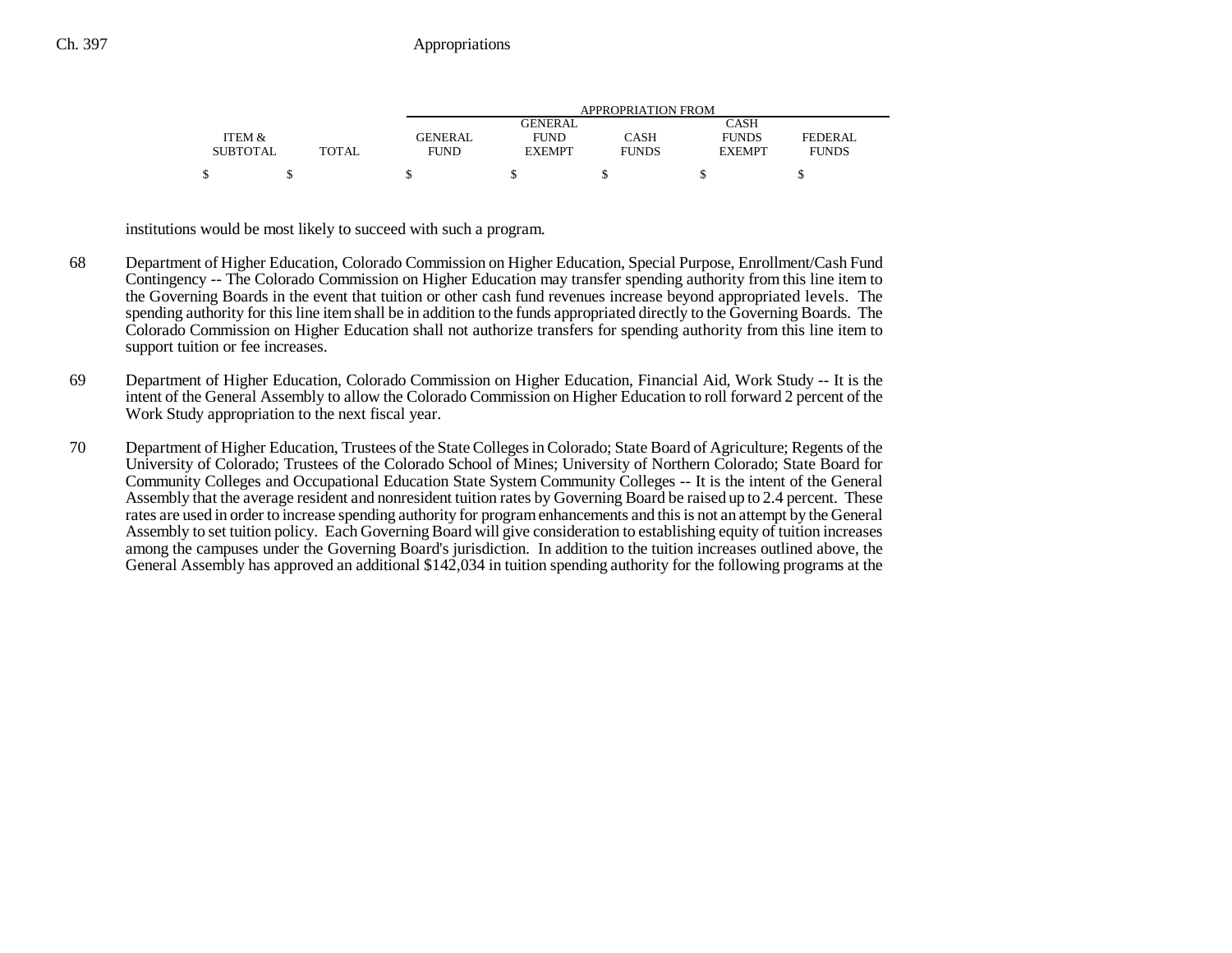| ITEM & SUBTOTAL | TOTAL | GENERAL FUND | GENERAL FUND EXEMPT | CASH FUNDS | CASH FUNDS EXEMPT | FEDERAL FUNDS |
|---|---|---|---|---|---|---|
| | | APPROPRIATION FROM | | | | |
| $ | $ | $ | $ | $ | $ | $ |

institutions would be most likely to succeed with such a program.

68 Department of Higher Education, Colorado Commission on Higher Education, Special Purpose, Enrollment/Cash Fund Contingency -- The Colorado Commission on Higher Education may transfer spending authority from this line item to the Governing Boards in the event that tuition or other cash fund revenues increase beyond appropriated levels. The spending authority for this line item shall be in addition to the funds appropriated directly to the Governing Boards. The Colorado Commission on Higher Education shall not authorize transfers for spending authority from this line item to support tuition or fee increases.

69 Department of Higher Education, Colorado Commission on Higher Education, Financial Aid, Work Study -- It is the intent of the General Assembly to allow the Colorado Commission on Higher Education to roll forward 2 percent of the Work Study appropriation to the next fiscal year.

70 Department of Higher Education, Trustees of the State Colleges in Colorado; State Board of Agriculture; Regents of the University of Colorado; Trustees of the Colorado School of Mines; University of Northern Colorado; State Board for Community Colleges and Occupational Education State System Community Colleges -- It is the intent of the General Assembly that the average resident and nonresident tuition rates by Governing Board be raised up to 2.4 percent. These rates are used in order to increase spending authority for program enhancements and this is not an attempt by the General Assembly to set tuition policy. Each Governing Board will give consideration to establishing equity of tuition increases among the campuses under the Governing Board's jurisdiction. In addition to the tuition increases outlined above, the General Assembly has approved an additional $142,034 in tuition spending authority for the following programs at the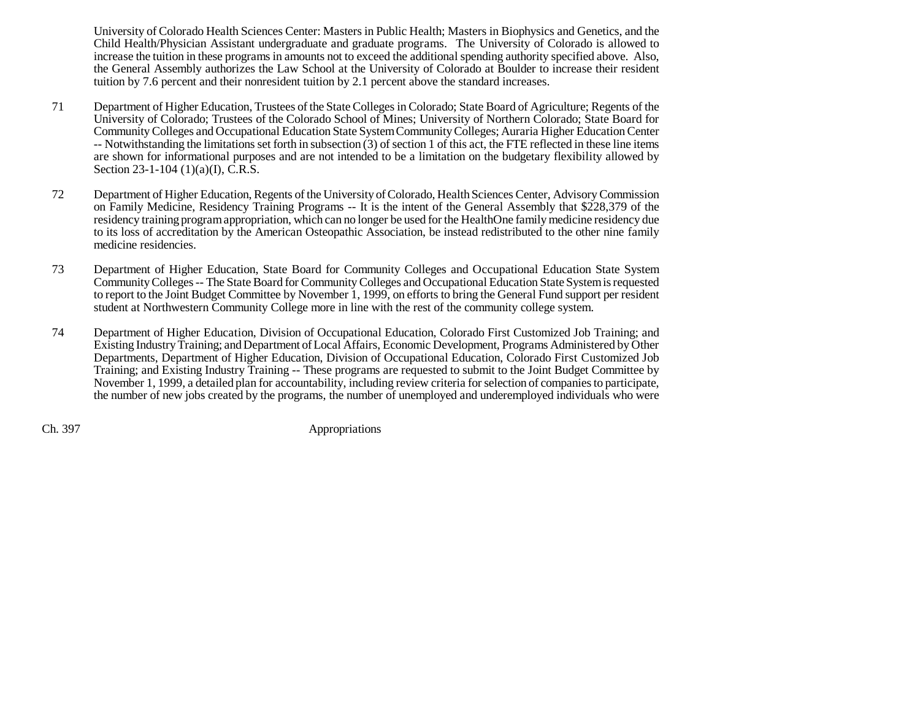University of Colorado Health Sciences Center: Masters in Public Health; Masters in Biophysics and Genetics, and the Child Health/Physician Assistant undergraduate and graduate programs. The University of Colorado is allowed to increase the tuition in these programs in amounts not to exceed the additional spending authority specified above. Also, the General Assembly authorizes the Law School at the University of Colorado at Boulder to increase their resident tuition by 7.6 percent and their nonresident tuition by 2.1 percent above the standard increases.

71 Department of Higher Education, Trustees of the State Colleges in Colorado; State Board of Agriculture; Regents of the University of Colorado; Trustees of the Colorado School of Mines; University of Northern Colorado; State Board for Community Colleges and Occupational Education State System Community Colleges; Auraria Higher Education Center -- Notwithstanding the limitations set forth in subsection (3) of section 1 of this act, the FTE reflected in these line items are shown for informational purposes and are not intended to be a limitation on the budgetary flexibility allowed by Section 23-1-104 (1)(a)(I), C.R.S.

72 Department of Higher Education, Regents of the University of Colorado, Health Sciences Center, Advisory Commission on Family Medicine, Residency Training Programs -- It is the intent of the General Assembly that $228,379 of the residency training program appropriation, which can no longer be used for the HealthOne family medicine residency due to its loss of accreditation by the American Osteopathic Association, be instead redistributed to the other nine family medicine residencies.

73 Department of Higher Education, State Board for Community Colleges and Occupational Education State System Community Colleges -- The State Board for Community Colleges and Occupational Education State System is requested to report to the Joint Budget Committee by November 1, 1999, on efforts to bring the General Fund support per resident student at Northwestern Community College more in line with the rest of the community college system.

74 Department of Higher Education, Division of Occupational Education, Colorado First Customized Job Training; and Existing Industry Training; and Department of Local Affairs, Economic Development, Programs Administered by Other Departments, Department of Higher Education, Division of Occupational Education, Colorado First Customized Job Training; and Existing Industry Training -- These programs are requested to submit to the Joint Budget Committee by November 1, 1999, a detailed plan for accountability, including review criteria for selection of companies to participate, the number of new jobs created by the programs, the number of unemployed and underemployed individuals who were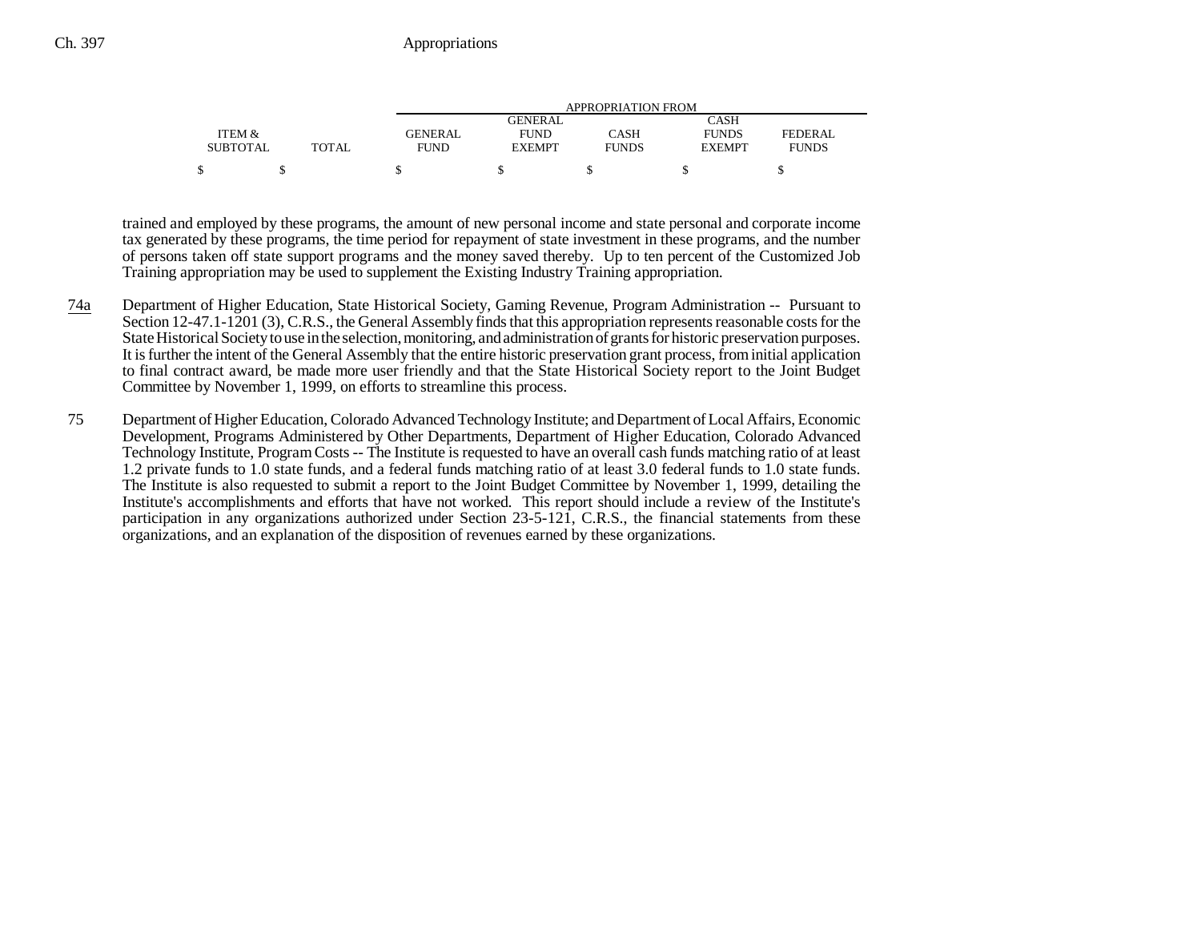| ITEM & SUBTOTAL | TOTAL | APPROPRIATION FROM GENERAL FUND | GENERAL FUND EXEMPT | CASH FUNDS | CASH FUNDS EXEMPT | FEDERAL FUNDS |
|---|---|---|---|---|---|---|
| $ | $ | $ | $ | $ | $ | $ |

trained and employed by these programs, the amount of new personal income and state personal and corporate income tax generated by these programs, the time period for repayment of state investment in these programs, and the number of persons taken off state support programs and the money saved thereby. Up to ten percent of the Customized Job Training appropriation may be used to supplement the Existing Industry Training appropriation.

74a Department of Higher Education, State Historical Society, Gaming Revenue, Program Administration -- Pursuant to Section 12-47.1-1201 (3), C.R.S., the General Assembly finds that this appropriation represents reasonable costs for the State Historical Society to use in the selection, monitoring, and administration of grants for historic preservation purposes. It is further the intent of the General Assembly that the entire historic preservation grant process, from initial application to final contract award, be made more user friendly and that the State Historical Society report to the Joint Budget Committee by November 1, 1999, on efforts to streamline this process.

75 Department of Higher Education, Colorado Advanced Technology Institute; and Department of Local Affairs, Economic Development, Programs Administered by Other Departments, Department of Higher Education, Colorado Advanced Technology Institute, Program Costs -- The Institute is requested to have an overall cash funds matching ratio of at least 1.2 private funds to 1.0 state funds, and a federal funds matching ratio of at least 3.0 federal funds to 1.0 state funds. The Institute is also requested to submit a report to the Joint Budget Committee by November 1, 1999, detailing the Institute's accomplishments and efforts that have not worked. This report should include a review of the Institute's participation in any organizations authorized under Section 23-5-121, C.R.S., the financial statements from these organizations, and an explanation of the disposition of revenues earned by these organizations.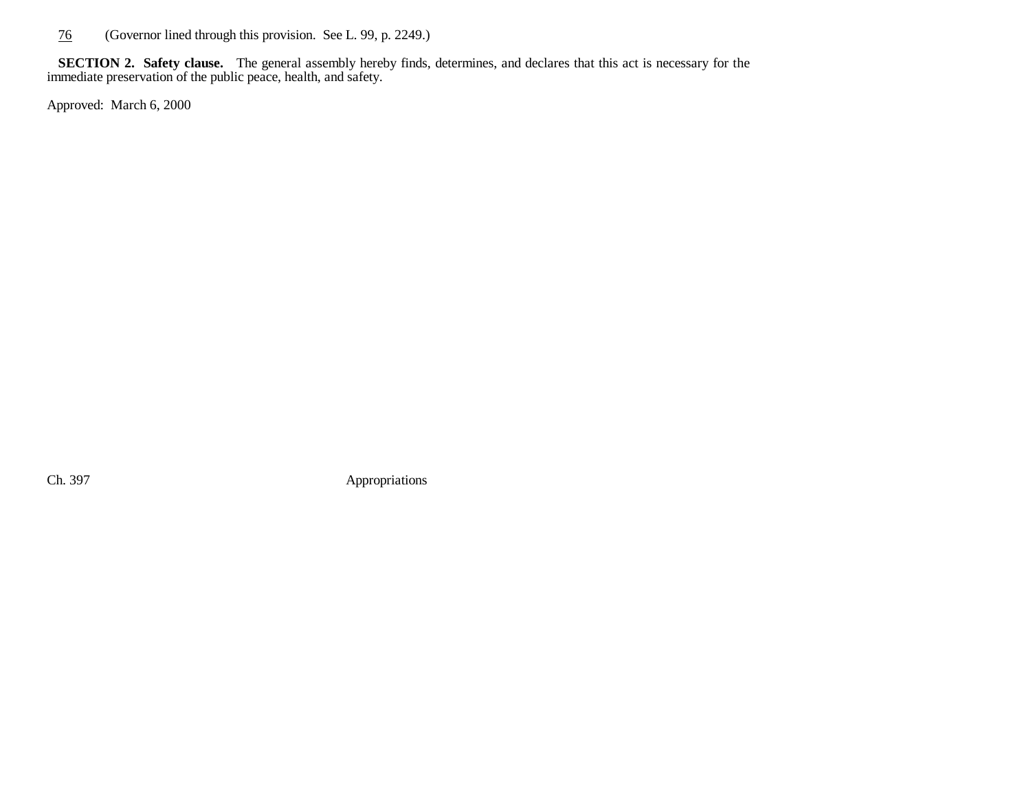76 (Governor lined through this provision. See L. 99, p. 2249.)

**SECTION 2. Safety clause.** The general assembly hereby finds, determines, and declares that this act is necessary for the immediate preservation of the public peace, health, and safety.

Approved: March 6, 2000